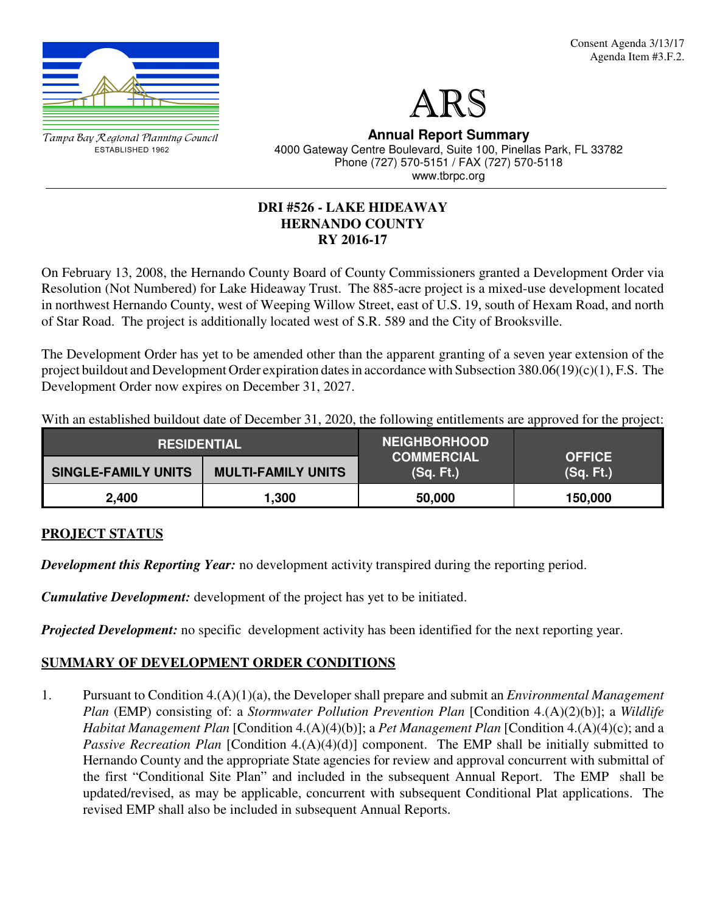Consent Agenda 3/13/17
Agenda Item #3.F.2.

Tampa Bay Regional Planning Council
ESTABLISHED 1962

# ARS

**Annual Report Summary**
4000 Gateway Centre Boulevard, Suite 100, Pinellas Park, FL 33782
Phone (727) 570-5151 / FAX (727) 570-5118
www.tbrpc.org

## DRI #526 - LAKE HIDEAWAY
## HERNANDO COUNTY
## RY 2016-17

On February 13, 2008, the Hernando County Board of County Commissioners granted a Development Order via Resolution (Not Numbered) for Lake Hideaway Trust. The 885-acre project is a mixed-use development located in northwest Hernando County, west of Weeping Willow Street, east of U.S. 19, south of Hexam Road, and north of Star Road. The project is additionally located west of S.R. 589 and the City of Brooksville.

The Development Order has yet to be amended other than the apparent granting of a seven year extension of the project buildout and Development Order expiration dates in accordance with Subsection 380.06(19)(c)(1), F.S. The Development Order now expires on December 31, 2027.

With an established buildout date of December 31, 2020, the following entitlements are approved for the project:

| RESIDENTIAL | | NEIGHBORHOOD COMMERCIAL (Sq. Ft.) | OFFICE (Sq. Ft.) |
|---|---|---|---|
| SINGLE-FAMILY UNITS | MULTI-FAMILY UNITS | | |
| 2,400 | 1,300 | 50,000 | 150,000 |

## PROJECT STATUS

***Development this Reporting Year:*** no development activity transpired during the reporting period.

***Cumulative Development:*** development of the project has yet to be initiated.

***Projected Development:*** no specific development activity has been identified for the next reporting year.

## SUMMARY OF DEVELOPMENT ORDER CONDITIONS

1. Pursuant to Condition 4.(A)(1)(a), the Developer shall prepare and submit an *Environmental Management Plan* (EMP) consisting of: a *Stormwater Pollution Prevention Plan* [Condition 4.(A)(2)(b)]; a *Wildlife Habitat Management Plan* [Condition 4.(A)(4)(b)]; a *Pet Management Plan* [Condition 4.(A)(4)(c); and a *Passive Recreation Plan* [Condition 4.(A)(4)(d)] component. The EMP shall be initially submitted to Hernando County and the appropriate State agencies for review and approval concurrent with submittal of the first "Conditional Site Plan" and included in the subsequent Annual Report. The EMP shall be updated/revised, as may be applicable, concurrent with subsequent Conditional Plat applications. The revised EMP shall also be included in subsequent Annual Reports.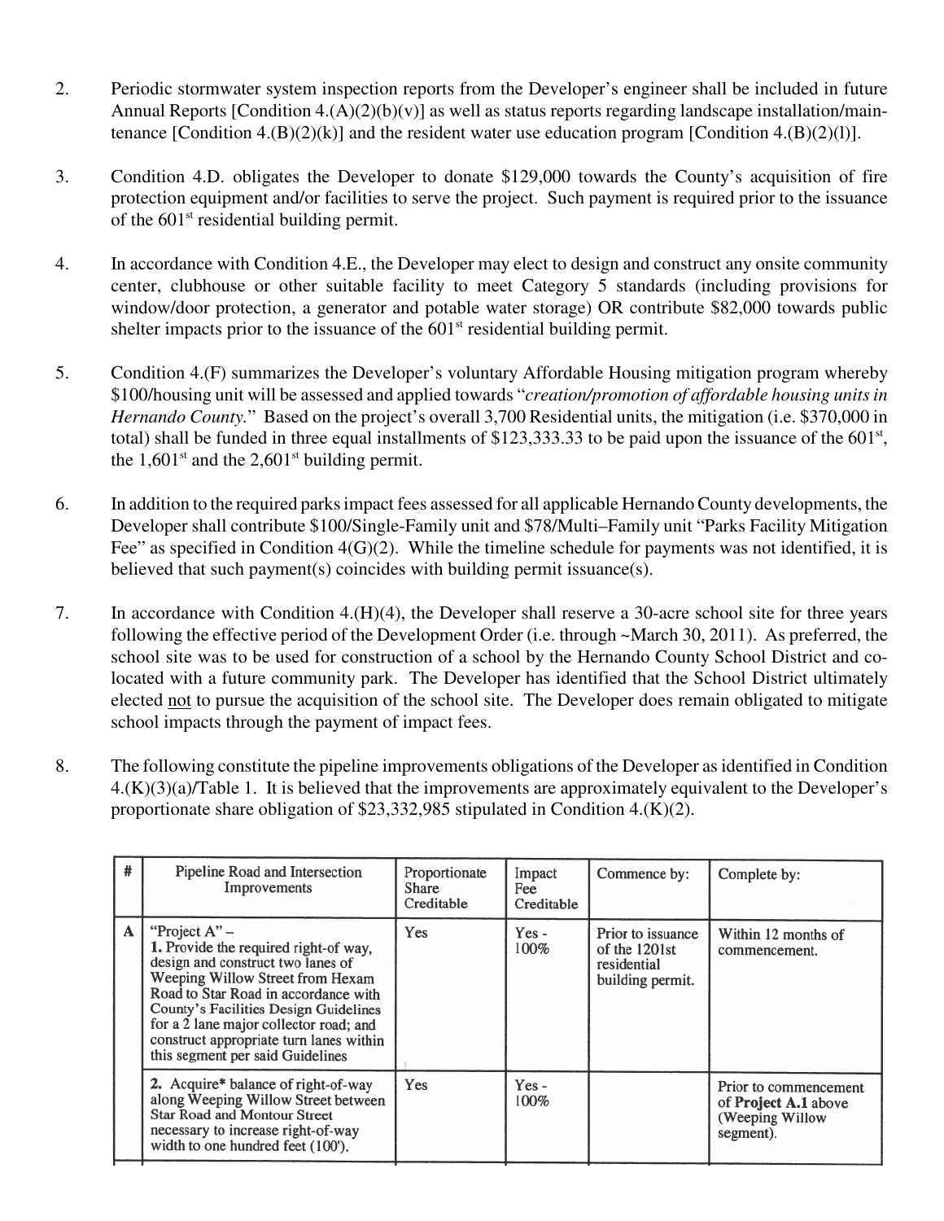2. Periodic stormwater system inspection reports from the Developer's engineer shall be included in future Annual Reports [Condition 4.(A)(2)(b)(v)] as well as status reports regarding landscape installation/maintenance [Condition 4.(B)(2)(k)] and the resident water use education program [Condition 4.(B)(2)(l)].

3. Condition 4.D. obligates the Developer to donate $129,000 towards the County's acquisition of fire protection equipment and/or facilities to serve the project. Such payment is required prior to the issuance of the 601st residential building permit.

4. In accordance with Condition 4.E., the Developer may elect to design and construct any onsite community center, clubhouse or other suitable facility to meet Category 5 standards (including provisions for window/door protection, a generator and potable water storage) OR contribute $82,000 towards public shelter impacts prior to the issuance of the 601st residential building permit.

5. Condition 4.(F) summarizes the Developer's voluntary Affordable Housing mitigation program whereby $100/housing unit will be assessed and applied towards "*creation/promotion of affordable housing units in Hernando County.*" Based on the project's overall 3,700 Residential units, the mitigation (i.e. $370,000 in total) shall be funded in three equal installments of $123,333.33 to be paid upon the issuance of the 601st, the 1,601st and the 2,601st building permit.

6. In addition to the required parks impact fees assessed for all applicable Hernando County developments, the Developer shall contribute $100/Single-Family unit and $78/Multi–Family unit "Parks Facility Mitigation Fee" as specified in Condition 4(G)(2). While the timeline schedule for payments was not identified, it is believed that such payment(s) coincides with building permit issuance(s).

7. In accordance with Condition 4.(H)(4), the Developer shall reserve a 30-acre school site for three years following the effective period of the Development Order (i.e. through ~March 30, 2011). As preferred, the school site was to be used for construction of a school by the Hernando County School District and co-located with a future community park. The Developer has identified that the School District ultimately elected not to pursue the acquisition of the school site. The Developer does remain obligated to mitigate school impacts through the payment of impact fees.

8. The following constitute the pipeline improvements obligations of the Developer as identified in Condition 4.(K)(3)(a)/Table 1. It is believed that the improvements are approximately equivalent to the Developer's proportionate share obligation of $23,332,985 stipulated in Condition 4.(K)(2).

| # | Pipeline Road and Intersection Improvements | Proportionate Share Creditable | Impact Fee Creditable | Commence by: | Complete by: |
|---|---|---|---|---|---|
| A | "Project A" – **1.** Provide the required right-of way, design and construct two lanes of Weeping Willow Street from Hexam Road to Star Road in accordance with County's Facilities Design Guidelines for a 2 lane major collector road; and construct appropriate turn lanes within this segment per said Guidelines | Yes | Yes - 100% | Prior to issuance of the 1201st residential building permit. | Within 12 months of commencement. |
| | **2.** Acquire* balance of right-of-way along Weeping Willow Street between Star Road and Montour Street necessary to increase right-of-way width to one hundred feet (100'). | Yes | Yes - 100% | | Prior to commencement of **Project A.1** above (Weeping Willow segment). |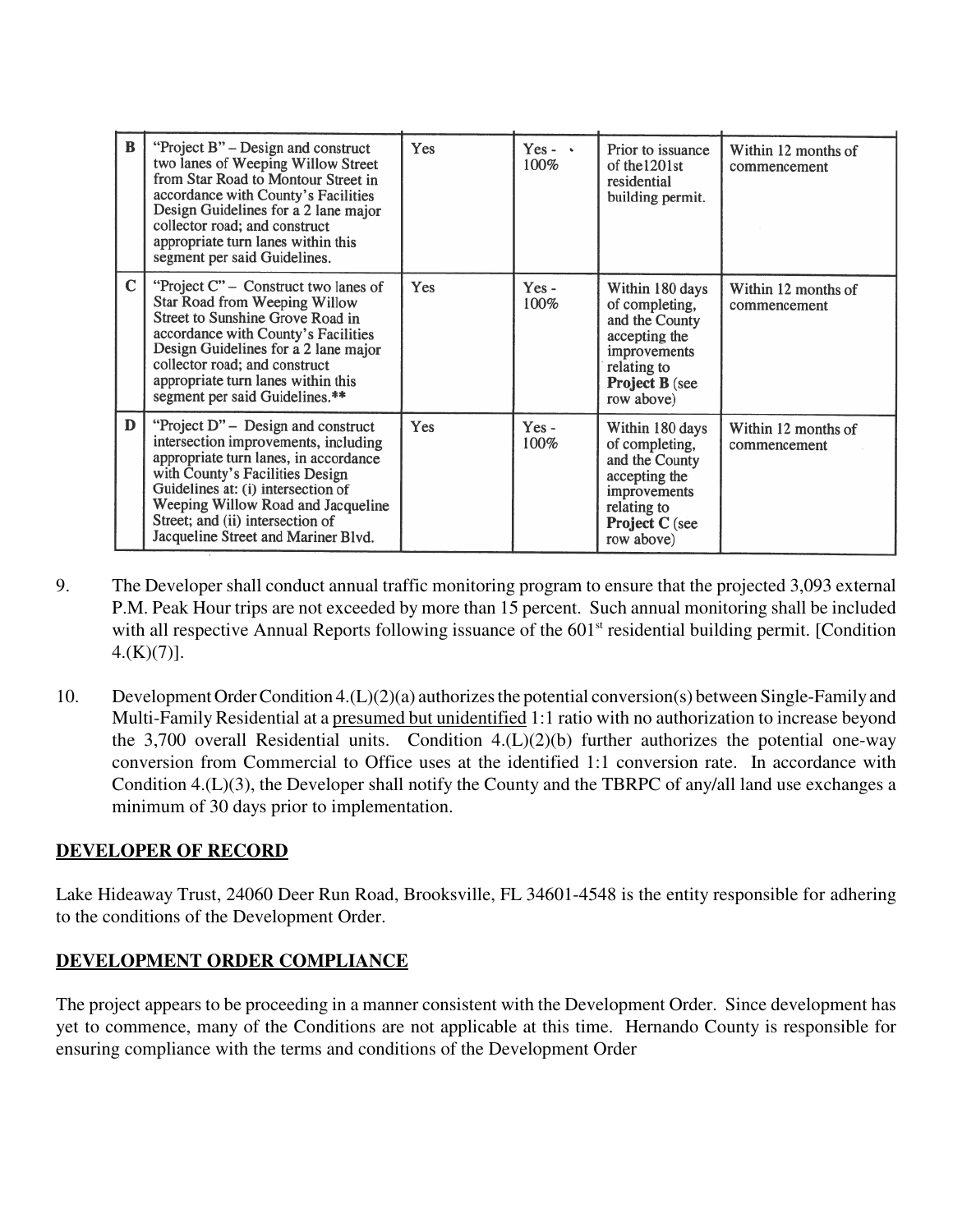| | | | | | |
|---|---|---|---|---|---|
| **B** | "Project B" – Design and construct two lanes of Weeping Willow Street from Star Road to Montour Street in accordance with County's Facilities Design Guidelines for a 2 lane major collector road; and construct appropriate turn lanes within this segment per said Guidelines. | Yes | Yes - 100% | Prior to issuance of the1201st residential building permit. | Within 12 months of commencement |
| **C** | "Project C" – Construct two lanes of Star Road from Weeping Willow Street to Sunshine Grove Road in accordance with County's Facilities Design Guidelines for a 2 lane major collector road; and construct appropriate turn lanes within this segment per said Guidelines.** | Yes | Yes - 100% | Within 180 days of completing, and the County accepting the improvements relating to **Project B** (see row above) | Within 12 months of commencement |
| **D** | "Project D" – Design and construct intersection improvements, including appropriate turn lanes, in accordance with County's Facilities Design Guidelines at: (i) intersection of Weeping Willow Road and Jacqueline Street; and (ii) intersection of Jacqueline Street and Mariner Blvd. | Yes | Yes - 100% | Within 180 days of completing, and the County accepting the improvements relating to **Project C** (see row above) | Within 12 months of commencement |

9. The Developer shall conduct annual traffic monitoring program to ensure that the projected 3,093 external P.M. Peak Hour trips are not exceeded by more than 15 percent. Such annual monitoring shall be included with all respective Annual Reports following issuance of the 601st residential building permit. [Condition 4.(K)(7)].

10. Development Order Condition 4.(L)(2)(a) authorizes the potential conversion(s) between Single-Family and Multi-Family Residential at a <u>presumed but unidentified</u> 1:1 ratio with no authorization to increase beyond the 3,700 overall Residential units. Condition 4.(L)(2)(b) further authorizes the potential one-way conversion from Commercial to Office uses at the identified 1:1 conversion rate. In accordance with Condition 4.(L)(3), the Developer shall notify the County and the TBRPC of any/all land use exchanges a minimum of 30 days prior to implementation.

## DEVELOPER OF RECORD

Lake Hideaway Trust, 24060 Deer Run Road, Brooksville, FL 34601-4548 is the entity responsible for adhering to the conditions of the Development Order.

## DEVELOPMENT ORDER COMPLIANCE

The project appears to be proceeding in a manner consistent with the Development Order. Since development has yet to commence, many of the Conditions are not applicable at this time. Hernando County is responsible for ensuring compliance with the terms and conditions of the Development Order